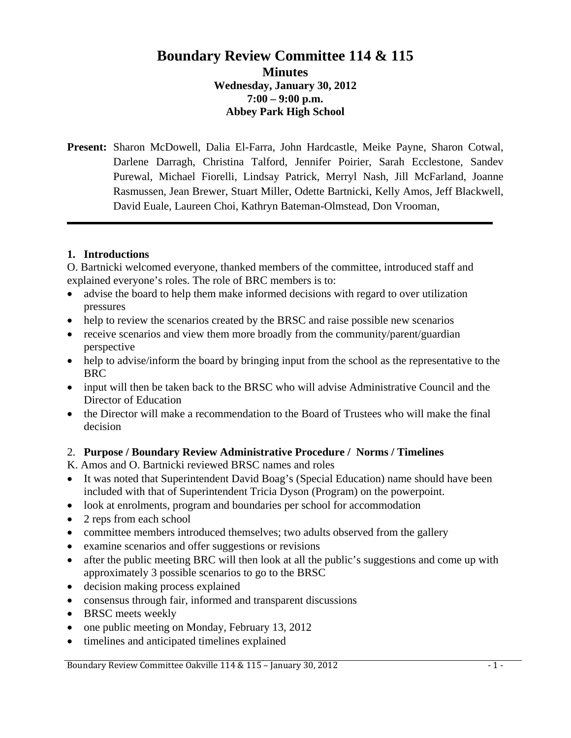# Boundary Review Committee 114 & 115

## Minutes

### Wednesday, January 30, 2012
### 7:00 – 9:00 p.m.
### Abbey Park High School

**Present:** Sharon McDowell, Dalia El-Farra, John Hardcastle, Meike Payne, Sharon Cotwal, Darlene Darragh, Christina Talford, Jennifer Poirier, Sarah Ecclestone, Sandev Purewal, Michael Fiorelli, Lindsay Patrick, Merryl Nash, Jill McFarland, Joanne Rasmussen, Jean Brewer, Stuart Miller, Odette Bartnicki, Kelly Amos, Jeff Blackwell, David Euale, Laureen Choi, Kathryn Bateman-Olmstead, Don Vrooman,

---

### 1. Introductions

O. Bartnicki welcomed everyone, thanked members of the committee, introduced staff and explained everyone's roles. The role of BRC members is to:

- advise the board to help them make informed decisions with regard to over utilization pressures
- help to review the scenarios created by the BRSC and raise possible new scenarios
- receive scenarios and view them more broadly from the community/parent/guardian perspective
- help to advise/inform the board by bringing input from the school as the representative to the BRC
- input will then be taken back to the BRSC who will advise Administrative Council and the Director of Education
- the Director will make a recommendation to the Board of Trustees who will make the final decision

### 2. Purpose / Boundary Review Administrative Procedure / Norms / Timelines

K. Amos and O. Bartnicki reviewed BRSC names and roles

- It was noted that Superintendent David Boag's (Special Education) name should have been included with that of Superintendent Tricia Dyson (Program) on the powerpoint.
- look at enrolments, program and boundaries per school for accommodation
- 2 reps from each school
- committee members introduced themselves; two adults observed from the gallery
- examine scenarios and offer suggestions or revisions
- after the public meeting BRC will then look at all the public's suggestions and come up with approximately 3 possible scenarios to go to the BRSC
- decision making process explained
- consensus through fair, informed and transparent discussions
- BRSC meets weekly
- one public meeting on Monday, February 13, 2012
- timelines and anticipated timelines explained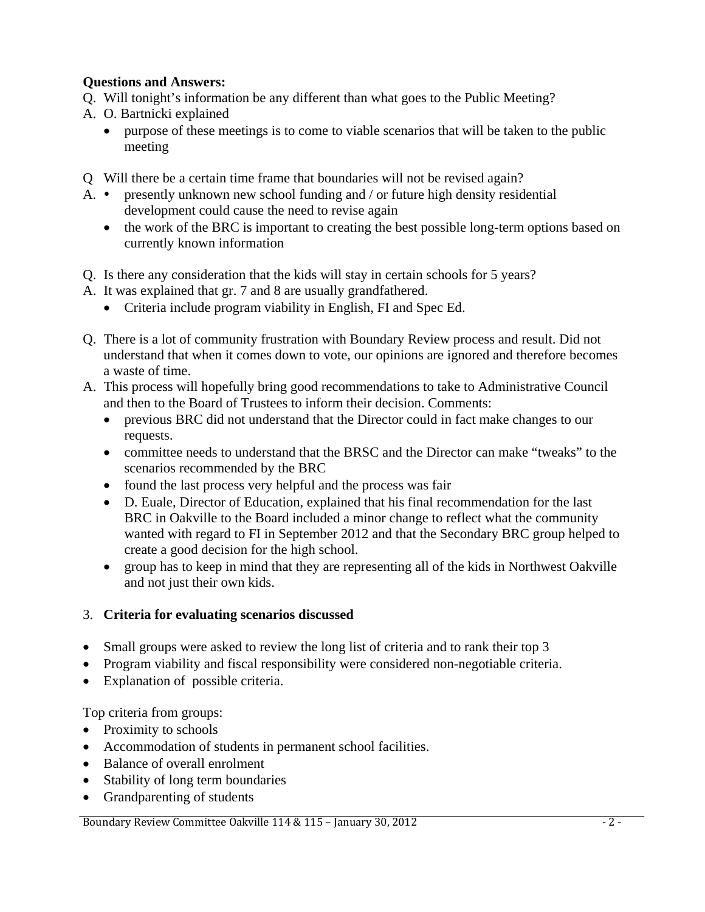**Questions and Answers:**

Q. Will tonight's information be any different than what goes to the Public Meeting?

A. O. Bartnicki explained

- purpose of these meetings is to come to viable scenarios that will be taken to the public meeting

Q Will there be a certain time frame that boundaries will not be revised again?

A.
- presently unknown new school funding and / or future high density residential development could cause the need to revise again
- the work of the BRC is important to creating the best possible long-term options based on currently known information

Q. Is there any consideration that the kids will stay in certain schools for 5 years?

A. It was explained that gr. 7 and 8 are usually grandfathered.

- Criteria include program viability in English, FI and Spec Ed.

Q. There is a lot of community frustration with Boundary Review process and result. Did not understand that when it comes down to vote, our opinions are ignored and therefore becomes a waste of time.

A. This process will hopefully bring good recommendations to take to Administrative Council and then to the Board of Trustees to inform their decision. Comments:

- previous BRC did not understand that the Director could in fact make changes to our requests.
- committee needs to understand that the BRSC and the Director can make "tweaks" to the scenarios recommended by the BRC
- found the last process very helpful and the process was fair
- D. Euale, Director of Education, explained that his final recommendation for the last BRC in Oakville to the Board included a minor change to reflect what the community wanted with regard to FI in September 2012 and that the Secondary BRC group helped to create a good decision for the high school.
- group has to keep in mind that they are representing all of the kids in Northwest Oakville and not just their own kids.

3. **Criteria for evaluating scenarios discussed**

- Small groups were asked to review the long list of criteria and to rank their top 3
- Program viability and fiscal responsibility were considered non-negotiable criteria.
- Explanation of possible criteria.

Top criteria from groups:

- Proximity to schools
- Accommodation of students in permanent school facilities.
- Balance of overall enrolment
- Stability of long term boundaries
- Grandparenting of students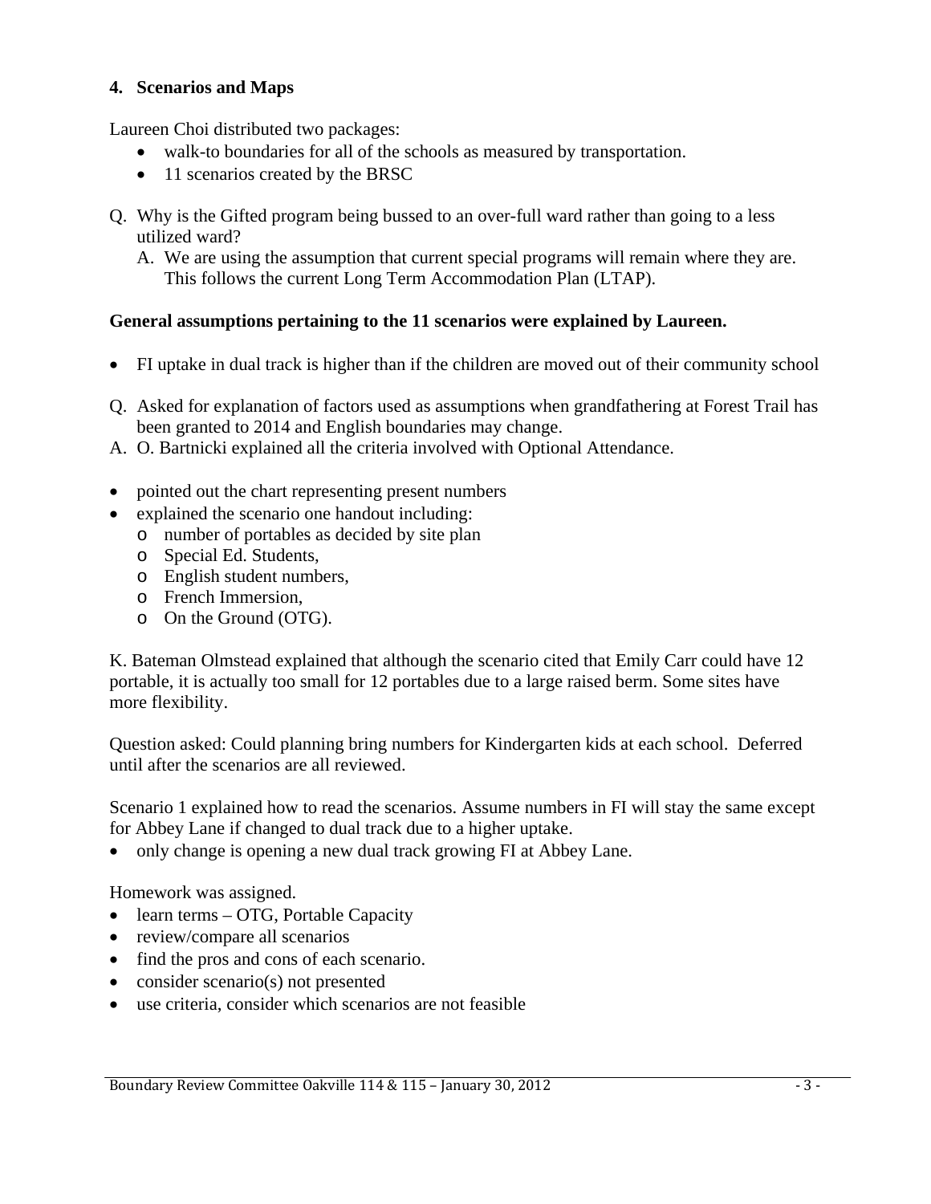## 4. Scenarios and Maps

Laureen Choi distributed two packages:

- walk-to boundaries for all of the schools as measured by transportation.
- 11 scenarios created by the BRSC

Q. Why is the Gifted program being bussed to an over-full ward rather than going to a less utilized ward?

  A. We are using the assumption that current special programs will remain where they are. This follows the current Long Term Accommodation Plan (LTAP).

**General assumptions pertaining to the 11 scenarios were explained by Laureen.**

- FI uptake in dual track is higher than if the children are moved out of their community school

Q. Asked for explanation of factors used as assumptions when grandfathering at Forest Trail has been granted to 2014 and English boundaries may change.

A. O. Bartnicki explained all the criteria involved with Optional Attendance.

- pointed out the chart representing present numbers
- explained the scenario one handout including:
  - number of portables as decided by site plan
  - Special Ed. Students,
  - English student numbers,
  - French Immersion,
  - On the Ground (OTG).

K. Bateman Olmstead explained that although the scenario cited that Emily Carr could have 12 portable, it is actually too small for 12 portables due to a large raised berm. Some sites have more flexibility.

Question asked: Could planning bring numbers for Kindergarten kids at each school. Deferred until after the scenarios are all reviewed.

Scenario 1 explained how to read the scenarios. Assume numbers in FI will stay the same except for Abbey Lane if changed to dual track due to a higher uptake.

- only change is opening a new dual track growing FI at Abbey Lane.

Homework was assigned.

- learn terms – OTG, Portable Capacity
- review/compare all scenarios
- find the pros and cons of each scenario.
- consider scenario(s) not presented
- use criteria, consider which scenarios are not feasible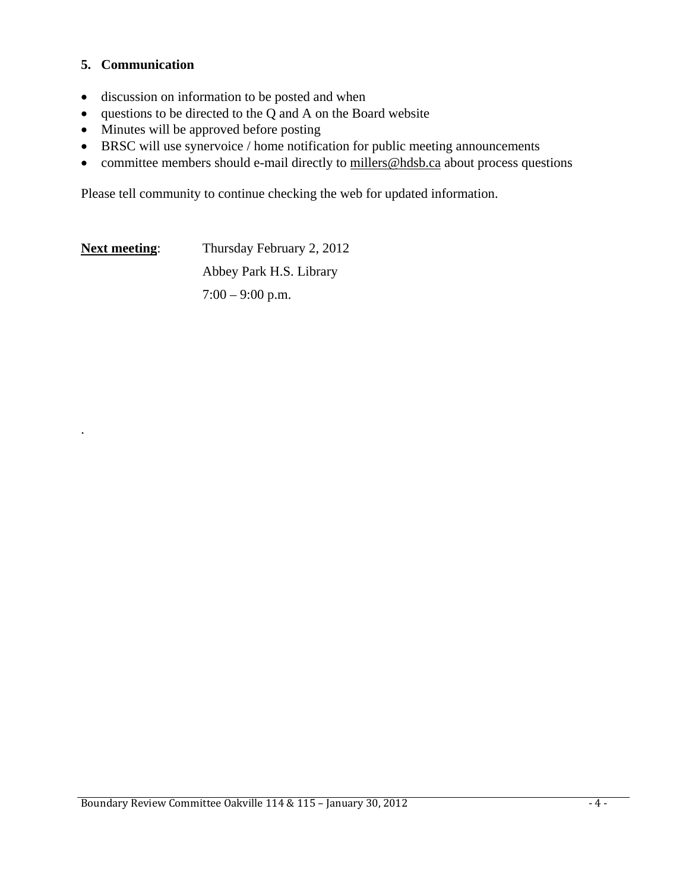### 5. Communication

- discussion on information to be posted and when
- questions to be directed to the Q and A on the Board website
- Minutes will be approved before posting
- BRSC will use synervoice / home notification for public meeting announcements
- committee members should e-mail directly to millers@hdsb.ca about process questions

Please tell community to continue checking the web for updated information.

**Next meeting**: Thursday February 2, 2012
Abbey Park H.S. Library
7:00 – 9:00 p.m.

.